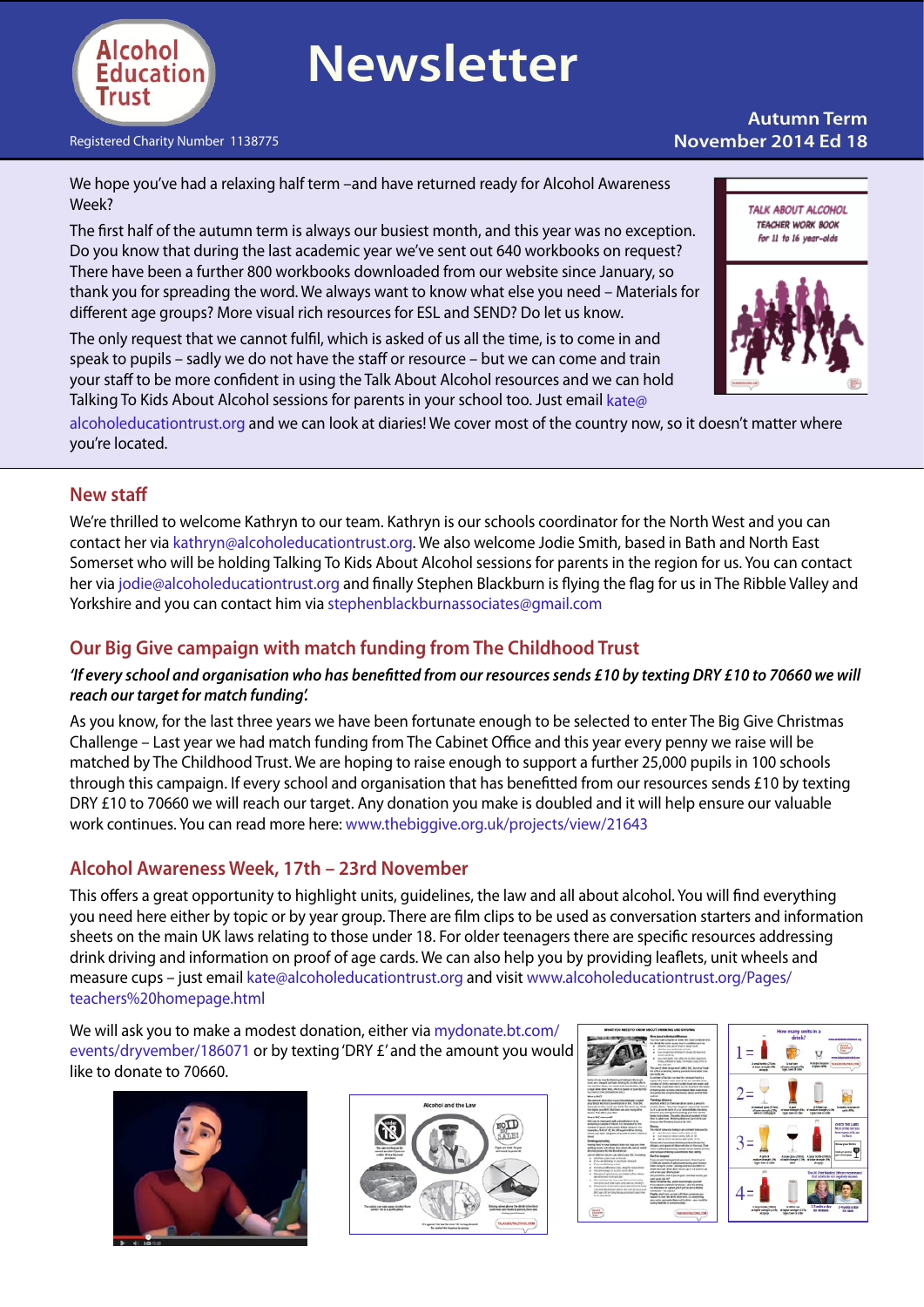Alcohol Education Trust

# Newsletter

Registered Charity Number 1138775

Autumn Term
November 2014 Ed 18

We hope you've had a relaxing half term –and have returned ready for Alcohol Awareness Week?

The first half of the autumn term is always our busiest month, and this year was no exception. Do you know that during the last academic year we've sent out 640 workbooks on request? There have been a further 800 workbooks downloaded from our website since January, so thank you for spreading the word. We always want to know what else you need – Materials for different age groups? More visual rich resources for ESL and SEND? Do let us know.

The only request that we cannot fulfil, which is asked of us all the time, is to come in and speak to pupils – sadly we do not have the staff or resource – but we can come and train your staff to be more confident in using the Talk About Alcohol resources and we can hold Talking To Kids About Alcohol sessions for parents in your school too. Just email kate@alcoholeducationtrust.org and we can look at diaries! We cover most of the country now, so it doesn't matter where you're located.

## New staff

We're thrilled to welcome Kathryn to our team. Kathryn is our schools coordinator for the North West and you can contact her via kathryn@alcoholeducationtrust.org. We also welcome Jodie Smith, based in Bath and North East Somerset who will be holding Talking To Kids About Alcohol sessions for parents in the region for us. You can contact her via jodie@alcoholeducationtrust.org and finally Stephen Blackburn is flying the flag for us in The Ribble Valley and Yorkshire and you can contact him via stephenblackburnassociates@gmail.com

## Our Big Give campaign with match funding from The Childhood Trust

***'If every school and organisation who has benefitted from our resources sends £10 by texting DRY £10 to 70660 we will reach our target for match funding'.***

As you know, for the last three years we have been fortunate enough to be selected to enter The Big Give Christmas Challenge – Last year we had match funding from The Cabinet Office and this year every penny we raise will be matched by The Childhood Trust. We are hoping to raise enough to support a further 25,000 pupils in 100 schools through this campaign. If every school and organisation that has benefitted from our resources sends £10 by texting DRY £10 to 70660 we will reach our target. Any donation you make is doubled and it will help ensure our valuable work continues. You can read more here: www.thebiggive.org.uk/projects/view/21643

## Alcohol Awareness Week, 17th – 23rd November

This offers a great opportunity to highlight units, guidelines, the law and all about alcohol. You will find everything you need here either by topic or by year group. There are film clips to be used as conversation starters and information sheets on the main UK laws relating to those under 18. For older teenagers there are specific resources addressing drink driving and information on proof of age cards. We can also help you by providing leaflets, unit wheels and measure cups – just email kate@alcoholeducationtrust.org and visit www.alcoholeducationtrust.org/Pages/teachers%20homepage.html

We will ask you to make a modest donation, either via mydonate.bt.com/events/dryvember/186071 or by texting 'DRY £' and the amount you would like to donate to 70660.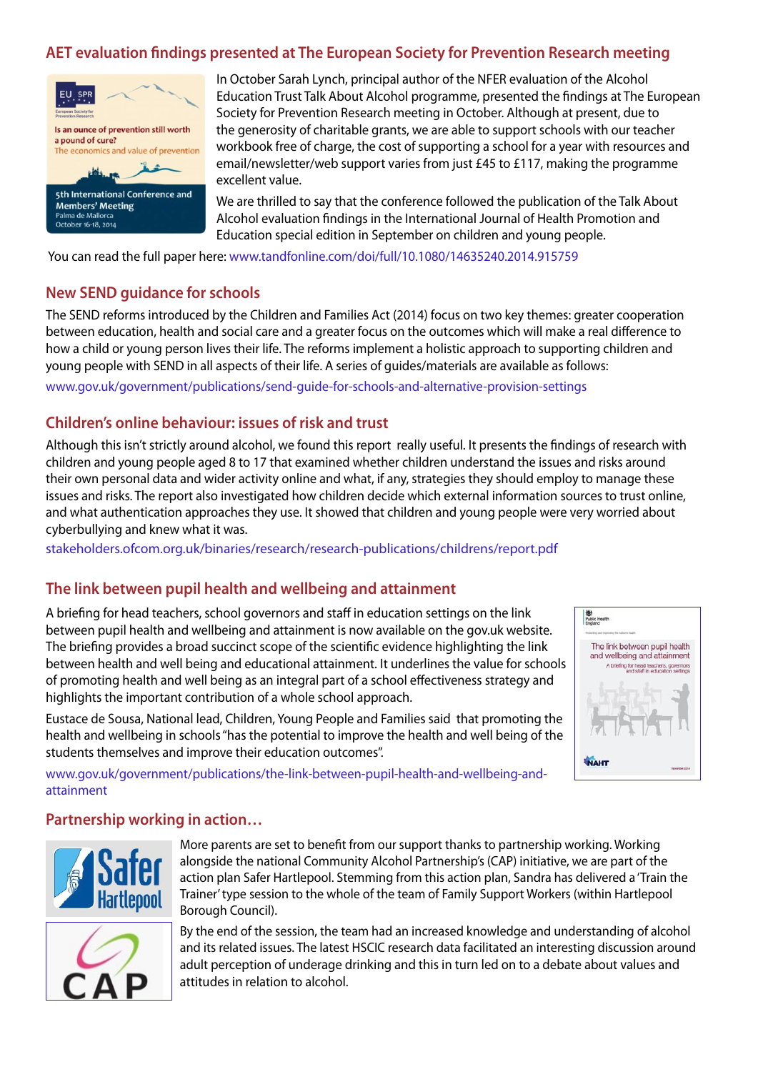## AET evaluation findings presented at The European Society for Prevention Research meeting

In October Sarah Lynch, principal author of the NFER evaluation of the Alcohol Education Trust Talk About Alcohol programme, presented the findings at The European Society for Prevention Research meeting in October. Although at present, due to the generosity of charitable grants, we are able to support schools with our teacher workbook free of charge, the cost of supporting a school for a year with resources and email/newsletter/web support varies from just £45 to £117, making the programme excellent value.

We are thrilled to say that the conference followed the publication of the Talk About Alcohol evaluation findings in the International Journal of Health Promotion and Education special edition in September on children and young people.

You can read the full paper here: www.tandfonline.com/doi/full/10.1080/14635240.2014.915759

## New SEND guidance for schools

The SEND reforms introduced by the Children and Families Act (2014) focus on two key themes: greater cooperation between education, health and social care and a greater focus on the outcomes which will make a real difference to how a child or young person lives their life. The reforms implement a holistic approach to supporting children and young people with SEND in all aspects of their life. A series of guides/materials are available as follows:

www.gov.uk/government/publications/send-guide-for-schools-and-alternative-provision-settings

## Children's online behaviour: issues of risk and trust

Although this isn't strictly around alcohol, we found this report really useful. It presents the findings of research with children and young people aged 8 to 17 that examined whether children understand the issues and risks around their own personal data and wider activity online and what, if any, strategies they should employ to manage these issues and risks. The report also investigated how children decide which external information sources to trust online, and what authentication approaches they use. It showed that children and young people were very worried about cyberbullying and knew what it was.

stakeholders.ofcom.org.uk/binaries/research/research-publications/childrens/report.pdf

## The link between pupil health and wellbeing and attainment

A briefing for head teachers, school governors and staff in education settings on the link between pupil health and wellbeing and attainment is now available on the gov.uk website. The briefing provides a broad succinct scope of the scientific evidence highlighting the link between health and well being and educational attainment. It underlines the value for schools of promoting health and well being as an integral part of a school effectiveness strategy and highlights the important contribution of a whole school approach.

Eustace de Sousa, National lead, Children, Young People and Families said that promoting the health and wellbeing in schools "has the potential to improve the health and well being of the students themselves and improve their education outcomes".

www.gov.uk/government/publications/the-link-between-pupil-health-and-wellbeing-and-attainment

## Partnership working in action…

More parents are set to benefit from our support thanks to partnership working. Working alongside the national Community Alcohol Partnership's (CAP) initiative, we are part of the action plan Safer Hartlepool. Stemming from this action plan, Sandra has delivered a 'Train the Trainer' type session to the whole of the team of Family Support Workers (within Hartlepool Borough Council).

By the end of the session, the team had an increased knowledge and understanding of alcohol and its related issues. The latest HSCIC research data facilitated an interesting discussion around adult perception of underage drinking and this in turn led on to a debate about values and attitudes in relation to alcohol.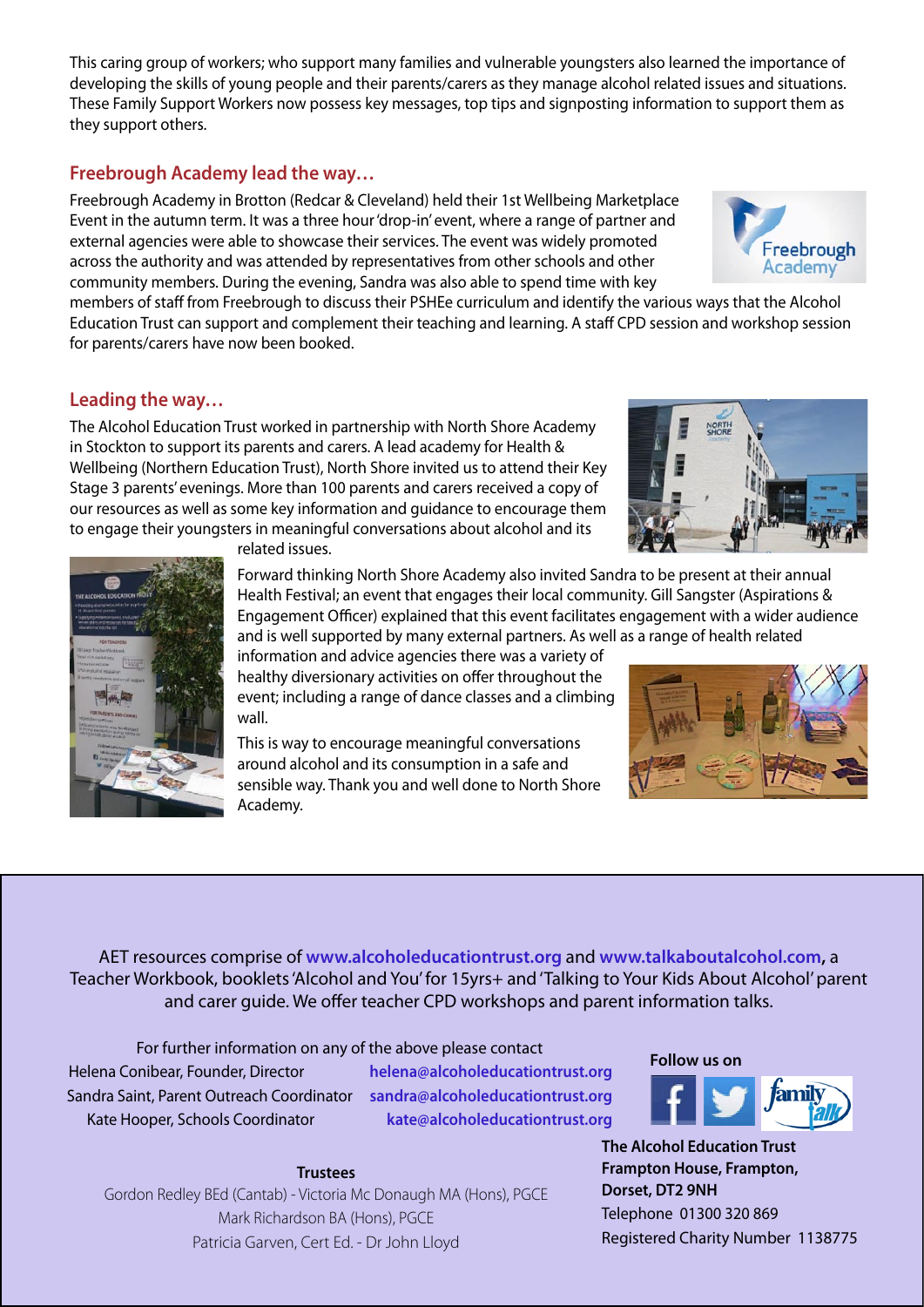This caring group of workers; who support many families and vulnerable youngsters also learned the importance of developing the skills of young people and their parents/carers as they manage alcohol related issues and situations. These Family Support Workers now possess key messages, top tips and signposting information to support them as they support others.

## Freebrough Academy lead the way…

Freebrough Academy in Brotton (Redcar & Cleveland) held their 1st Wellbeing Marketplace Event in the autumn term. It was a three hour 'drop-in' event, where a range of partner and external agencies were able to showcase their services. The event was widely promoted across the authority and was attended by representatives from other schools and other community members. During the evening, Sandra was also able to spend time with key members of staff from Freebrough to discuss their PSHEe curriculum and identify the various ways that the Alcohol Education Trust can support and complement their teaching and learning. A staff CPD session and workshop session for parents/carers have now been booked.

## Leading the way…

The Alcohol Education Trust worked in partnership with North Shore Academy in Stockton to support its parents and carers. A lead academy for Health & Wellbeing (Northern Education Trust), North Shore invited us to attend their Key Stage 3 parents' evenings. More than 100 parents and carers received a copy of our resources as well as some key information and guidance to encourage them to engage their youngsters in meaningful conversations about alcohol and its related issues.

Forward thinking North Shore Academy also invited Sandra to be present at their annual Health Festival; an event that engages their local community. Gill Sangster (Aspirations & Engagement Officer) explained that this event facilitates engagement with a wider audience and is well supported by many external partners. As well as a range of health related information and advice agencies there was a variety of healthy diversionary activities on offer throughout the event; including a range of dance classes and a climbing wall.

This is way to encourage meaningful conversations around alcohol and its consumption in a safe and sensible way. Thank you and well done to North Shore Academy.

---

AET resources comprise of **www.alcoholeducationtrust.org** and **www.talkaboutalcohol.com**, a Teacher Workbook, booklets 'Alcohol and You' for 15yrs+ and 'Talking to Your Kids About Alcohol' parent and carer guide. We offer teacher CPD workshops and parent information talks.

For further information on any of the above please contact

Helena Conibear, Founder, Director **helena@alcoholeducationtrust.org**
Sandra Saint, Parent Outreach Coordinator **sandra@alcoholeducationtrust.org**
Kate Hooper, Schools Coordinator **kate@alcoholeducationtrust.org**

**Follow us on**

**Trustees**

Gordon Redley BEd (Cantab) - Victoria Mc Donaugh MA (Hons), PGCE
Mark Richardson BA (Hons), PGCE
Patricia Garven, Cert Ed. - Dr John Lloyd

**The Alcohol Education Trust**
**Frampton House, Frampton,**
**Dorset, DT2 9NH**
Telephone 01300 320 869
Registered Charity Number 1138775